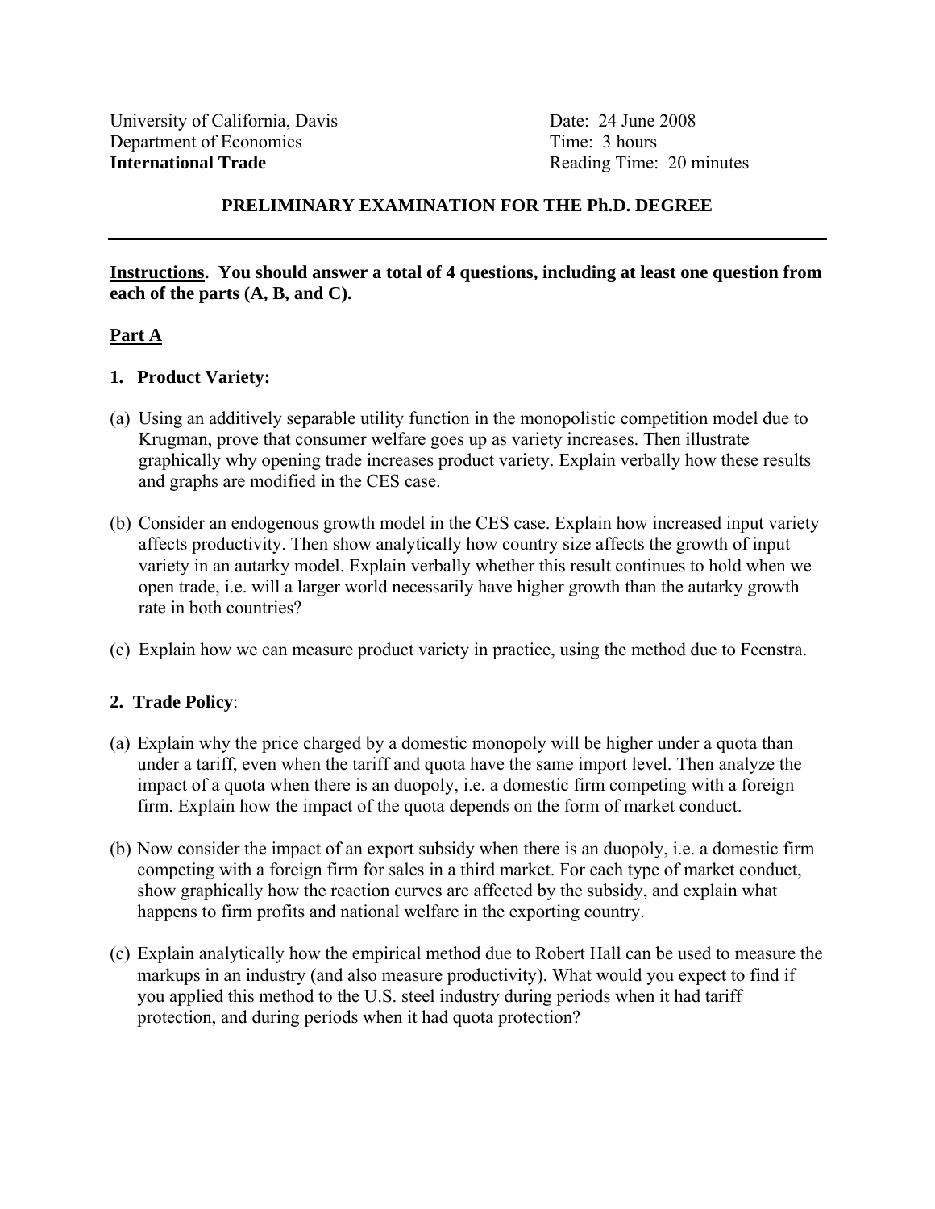University of California, Davis
Department of Economics
**International Trade**

Date: 24 June 2008
Time: 3 hours
Reading Time: 20 minutes

### PRELIMINARY EXAMINATION FOR THE Ph.D. DEGREE

---

**<u>Instructions</u>. You should answer a total of 4 questions, including at least one question from each of the parts (A, B, and C).**

## <u>Part A</u>

### 1. Product Variety:

(a) Using an additively separable utility function in the monopolistic competition model due to Krugman, prove that consumer welfare goes up as variety increases. Then illustrate graphically why opening trade increases product variety. Explain verbally how these results and graphs are modified in the CES case.

(b) Consider an endogenous growth model in the CES case. Explain how increased input variety affects productivity. Then show analytically how country size affects the growth of input variety in an autarky model. Explain verbally whether this result continues to hold when we open trade, i.e. will a larger world necessarily have higher growth than the autarky growth rate in both countries?

(c) Explain how we can measure product variety in practice, using the method due to Feenstra.

### 2. Trade Policy:

(a) Explain why the price charged by a domestic monopoly will be higher under a quota than under a tariff, even when the tariff and quota have the same import level. Then analyze the impact of a quota when there is an duopoly, i.e. a domestic firm competing with a foreign firm. Explain how the impact of the quota depends on the form of market conduct.

(b) Now consider the impact of an export subsidy when there is an duopoly, i.e. a domestic firm competing with a foreign firm for sales in a third market. For each type of market conduct, show graphically how the reaction curves are affected by the subsidy, and explain what happens to firm profits and national welfare in the exporting country.

(c) Explain analytically how the empirical method due to Robert Hall can be used to measure the markups in an industry (and also measure productivity). What would you expect to find if you applied this method to the U.S. steel industry during periods when it had tariff protection, and during periods when it had quota protection?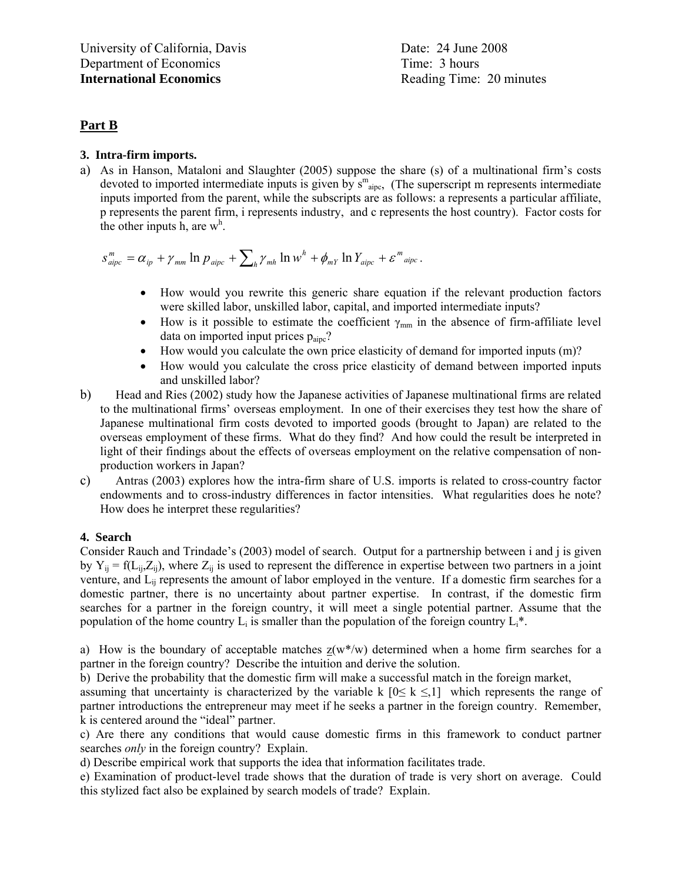University of California, Davis
Department of Economics
**International Economics**

Date: 24 June 2008
Time: 3 hours
Reading Time: 20 minutes

## Part B

**3. Intra-firm imports.**

a) As in Hanson, Mataloni and Slaughter (2005) suppose the share (s) of a multinational firm's costs devoted to imported intermediate inputs is given by $s^m_{aipc}$, (The superscript m represents intermediate inputs imported from the parent, while the subscripts are as follows: a represents a particular affiliate, p represents the parent firm, i represents industry, and c represents the host country). Factor costs for the other inputs h, are $w^h$.

$$s^m_{aipc} = \alpha_{ip} + \gamma_{mm} \ln p_{aipc} + \sum_h \gamma_{mh} \ln w^h + \phi_{mY} \ln Y_{aipc} + \varepsilon^m{}_{aipc}\,.$$

- How would you rewrite this generic share equation if the relevant production factors were skilled labor, unskilled labor, capital, and imported intermediate inputs?
- How is it possible to estimate the coefficient $\gamma_{mm}$ in the absence of firm-affiliate level data on imported input prices $p_{aipc}$?
- How would you calculate the own price elasticity of demand for imported inputs (m)?
- How would you calculate the cross price elasticity of demand between imported inputs and unskilled labor?

b) Head and Ries (2002) study how the Japanese activities of Japanese multinational firms are related to the multinational firms' overseas employment. In one of their exercises they test how the share of Japanese multinational firm costs devoted to imported goods (brought to Japan) are related to the overseas employment of these firms. What do they find? And how could the result be interpreted in light of their findings about the effects of overseas employment on the relative compensation of non-production workers in Japan?

c) Antras (2003) explores how the intra-firm share of U.S. imports is related to cross-country factor endowments and to cross-industry differences in factor intensities. What regularities does he note? How does he interpret these regularities?

**4. Search**

Consider Rauch and Trindade's (2003) model of search. Output for a partnership between i and j is given by $Y_{ij} = f(L_{ij},Z_{ij})$, where $Z_{ij}$ is used to represent the difference in expertise between two partners in a joint venture, and $L_{ij}$ represents the amount of labor employed in the venture. If a domestic firm searches for a domestic partner, there is no uncertainty about partner expertise. In contrast, if the domestic firm searches for a partner in the foreign country, it will meet a single potential partner. Assume that the population of the home country $L_i$ is smaller than the population of the foreign country $L_i$*.

a) How is the boundary of acceptable matches $\underline{z}(w^*/w)$ determined when a home firm searches for a partner in the foreign country? Describe the intuition and derive the solution.

b) Derive the probability that the domestic firm will make a successful match in the foreign market, assuming that uncertainty is characterized by the variable k $[0 \leq k \leq 1]$ which represents the range of partner introductions the entrepreneur may meet if he seeks a partner in the foreign country. Remember, k is centered around the "ideal" partner.

c) Are there any conditions that would cause domestic firms in this framework to conduct partner searches *only* in the foreign country? Explain.

d) Describe empirical work that supports the idea that information facilitates trade.

e) Examination of product-level trade shows that the duration of trade is very short on average. Could this stylized fact also be explained by search models of trade? Explain.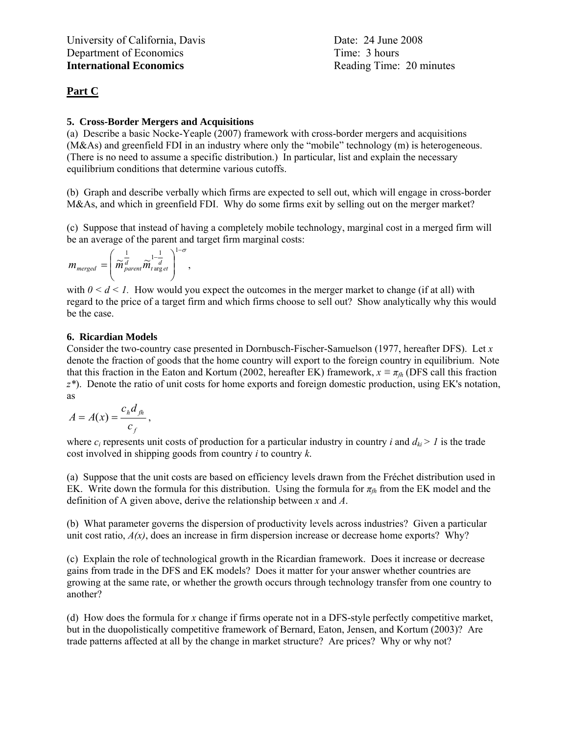University of California, Davis
Department of Economics
**International Economics**

Date: 24 June 2008
Time: 3 hours
Reading Time: 20 minutes

## Part C

**5. Cross-Border Mergers and Acquisitions**

(a) Describe a basic Nocke-Yeaple (2007) framework with cross-border mergers and acquisitions (M&As) and greenfield FDI in an industry where only the "mobile" technology (m) is heterogeneous. (There is no need to assume a specific distribution.) In particular, list and explain the necessary equilibrium conditions that determine various cutoffs.

(b) Graph and describe verbally which firms are expected to sell out, which will engage in cross-border M&As, and which in greenfield FDI. Why do some firms exit by selling out on the merger market?

(c) Suppose that instead of having a completely mobile technology, marginal cost in a merged firm will be an average of the parent and target firm marginal costs:

$$m_{merged} = \left( \widetilde{m}_{parent}^{\frac{1}{d}} \widetilde{m}_{target}^{1-\frac{1}{d}} \right)^{1-\sigma},$$

with $0 < d < 1$. How would you expect the outcomes in the merger market to change (if at all) with regard to the price of a target firm and which firms choose to sell out? Show analytically why this would be the case.

**6. Ricardian Models**

Consider the two-country case presented in Dornbusch-Fischer-Samuelson (1977, hereafter DFS). Let $x$ denote the fraction of goods that the home country will export to the foreign country in equilibrium. Note that this fraction in the Eaton and Kortum (2002, hereafter EK) framework, $x \equiv \pi_{fh}$ (DFS call this fraction $z^*$). Denote the ratio of unit costs for home exports and foreign domestic production, using EK's notation, as

$$A = A(x) = \frac{c_h d_{fh}}{c_f},$$

where $c_i$ represents unit costs of production for a particular industry in country $i$ and $d_{ki} > 1$ is the trade cost involved in shipping goods from country $i$ to country $k$.

(a) Suppose that the unit costs are based on efficiency levels drawn from the Fréchet distribution used in EK. Write down the formula for this distribution. Using the formula for $\pi_{fh}$ from the EK model and the definition of A given above, derive the relationship between $x$ and $A$.

(b) What parameter governs the dispersion of productivity levels across industries? Given a particular unit cost ratio, $A(x)$, does an increase in firm dispersion increase or decrease home exports? Why?

(c) Explain the role of technological growth in the Ricardian framework. Does it increase or decrease gains from trade in the DFS and EK models? Does it matter for your answer whether countries are growing at the same rate, or whether the growth occurs through technology transfer from one country to another?

(d) How does the formula for $x$ change if firms operate not in a DFS-style perfectly competitive market, but in the duopolistically competitive framework of Bernard, Eaton, Jensen, and Kortum (2003)? Are trade patterns affected at all by the change in market structure? Are prices? Why or why not?